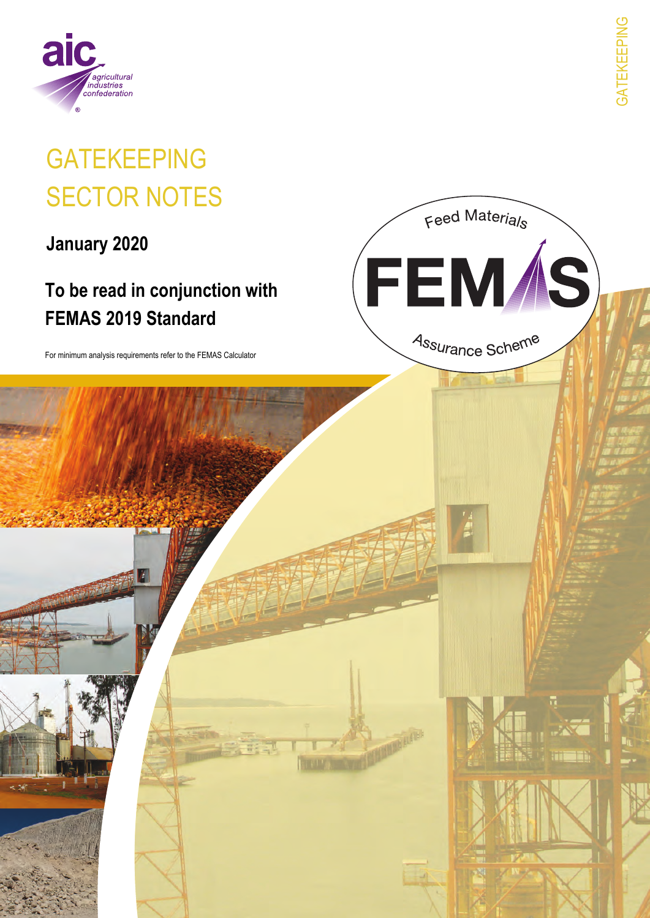# GATEKEEPING SECTOR NOTES

**January 2020**

## To be read in conjunction with FEMAS 2019 Standard

For minimum analysis requirements refer to the FEMAS Calculator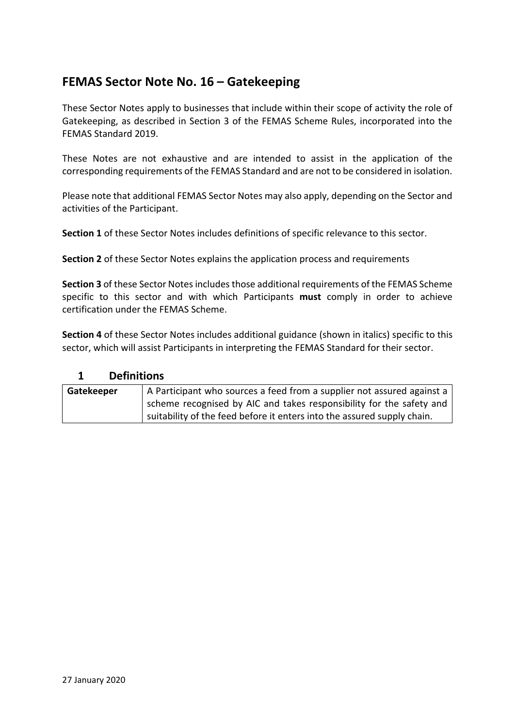## FEMAS Sector Note No. 16 – Gatekeeping

These Sector Notes apply to businesses that include within their scope of activity the role of Gatekeeping, as described in Section 3 of the FEMAS Scheme Rules, incorporated into the FEMAS Standard 2019.

These Notes are not exhaustive and are intended to assist in the application of the corresponding requirements of the FEMAS Standard and are not to be considered in isolation.

Please note that additional FEMAS Sector Notes may also apply, depending on the Sector and activities of the Participant.

**Section 1** of these Sector Notes includes definitions of specific relevance to this sector.

**Section 2** of these Sector Notes explains the application process and requirements

**Section 3** of these Sector Notes includes those additional requirements of the FEMAS Scheme specific to this sector and with which Participants **must** comply in order to achieve certification under the FEMAS Scheme.

**Section 4** of these Sector Notes includes additional guidance (shown in italics) specific to this sector, which will assist Participants in interpreting the FEMAS Standard for their sector.

### 1 Definitions

| | |
|---|---|
| **Gatekeeper** | A Participant who sources a feed from a supplier not assured against a scheme recognised by AIC and takes responsibility for the safety and suitability of the feed before it enters into the assured supply chain. |

27 January 2020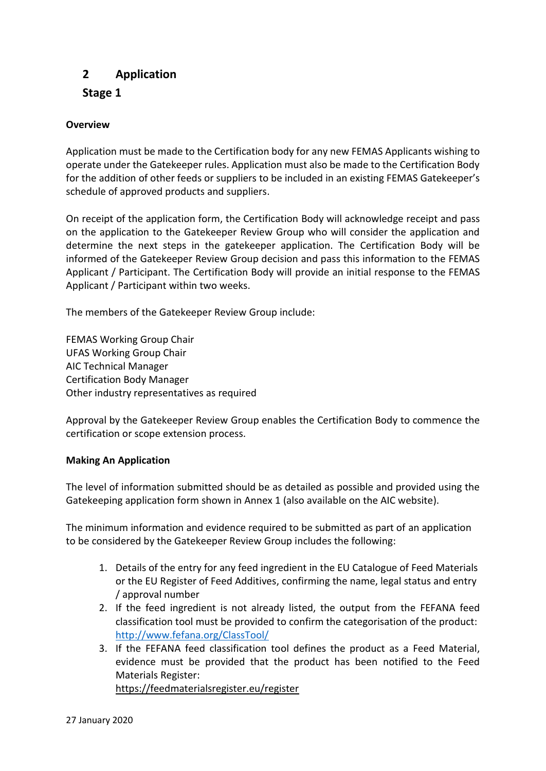## 2 Application

### Stage 1

**Overview**

Application must be made to the Certification body for any new FEMAS Applicants wishing to operate under the Gatekeeper rules. Application must also be made to the Certification Body for the addition of other feeds or suppliers to be included in an existing FEMAS Gatekeeper's schedule of approved products and suppliers.

On receipt of the application form, the Certification Body will acknowledge receipt and pass on the application to the Gatekeeper Review Group who will consider the application and determine the next steps in the gatekeeper application. The Certification Body will be informed of the Gatekeeper Review Group decision and pass this information to the FEMAS Applicant / Participant. The Certification Body will provide an initial response to the FEMAS Applicant / Participant within two weeks.

The members of the Gatekeeper Review Group include:

FEMAS Working Group Chair
UFAS Working Group Chair
AIC Technical Manager
Certification Body Manager
Other industry representatives as required

Approval by the Gatekeeper Review Group enables the Certification Body to commence the certification or scope extension process.

**Making An Application**

The level of information submitted should be as detailed as possible and provided using the Gatekeeping application form shown in Annex 1 (also available on the AIC website).

The minimum information and evidence required to be submitted as part of an application to be considered by the Gatekeeper Review Group includes the following:

1. Details of the entry for any feed ingredient in the EU Catalogue of Feed Materials or the EU Register of Feed Additives, confirming the name, legal status and entry / approval number
2. If the feed ingredient is not already listed, the output from the FEFANA feed classification tool must be provided to confirm the categorisation of the product: http://www.fefana.org/ClassTool/
3. If the FEFANA feed classification tool defines the product as a Feed Material, evidence must be provided that the product has been notified to the Feed Materials Register:
   https://feedmaterialsregister.eu/register

27 January 2020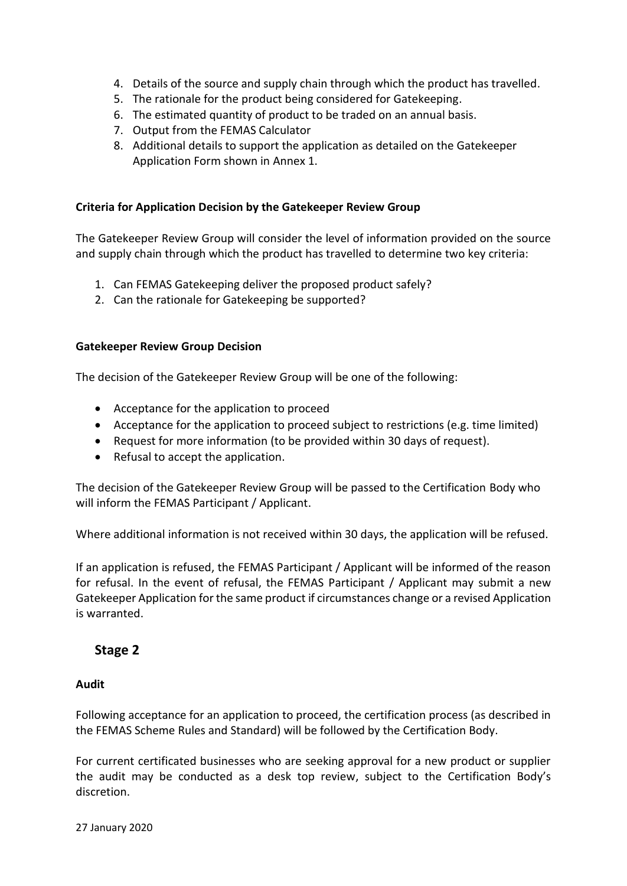4. Details of the source and supply chain through which the product has travelled.
5. The rationale for the product being considered for Gatekeeping.
6. The estimated quantity of product to be traded on an annual basis.
7. Output from the FEMAS Calculator
8. Additional details to support the application as detailed on the Gatekeeper Application Form shown in Annex 1.

**Criteria for Application Decision by the Gatekeeper Review Group**

The Gatekeeper Review Group will consider the level of information provided on the source and supply chain through which the product has travelled to determine two key criteria:

1. Can FEMAS Gatekeeping deliver the proposed product safely?
2. Can the rationale for Gatekeeping be supported?

**Gatekeeper Review Group Decision**

The decision of the Gatekeeper Review Group will be one of the following:

- Acceptance for the application to proceed
- Acceptance for the application to proceed subject to restrictions (e.g. time limited)
- Request for more information (to be provided within 30 days of request).
- Refusal to accept the application.

The decision of the Gatekeeper Review Group will be passed to the Certification Body who will inform the FEMAS Participant / Applicant.

Where additional information is not received within 30 days, the application will be refused.

If an application is refused, the FEMAS Participant / Applicant will be informed of the reason for refusal. In the event of refusal, the FEMAS Participant / Applicant may submit a new Gatekeeper Application for the same product if circumstances change or a revised Application is warranted.

## Stage 2

**Audit**

Following acceptance for an application to proceed, the certification process (as described in the FEMAS Scheme Rules and Standard) will be followed by the Certification Body.

For current certificated businesses who are seeking approval for a new product or supplier the audit may be conducted as a desk top review, subject to the Certification Body's discretion.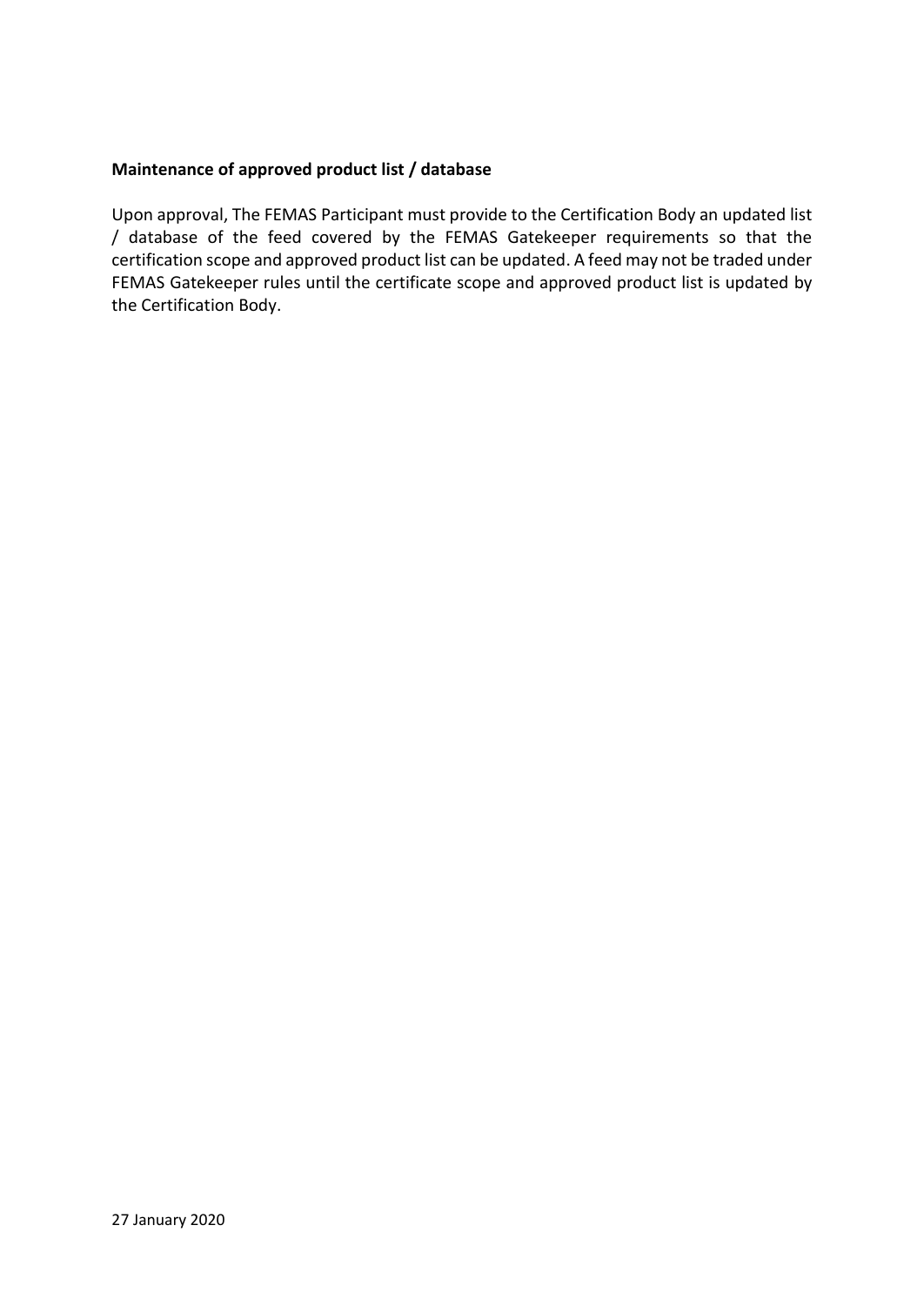**Maintenance of approved product list / database**

Upon approval, The FEMAS Participant must provide to the Certification Body an updated list / database of the feed covered by the FEMAS Gatekeeper requirements so that the certification scope and approved product list can be updated. A feed may not be traded under FEMAS Gatekeeper rules until the certificate scope and approved product list is updated by the Certification Body.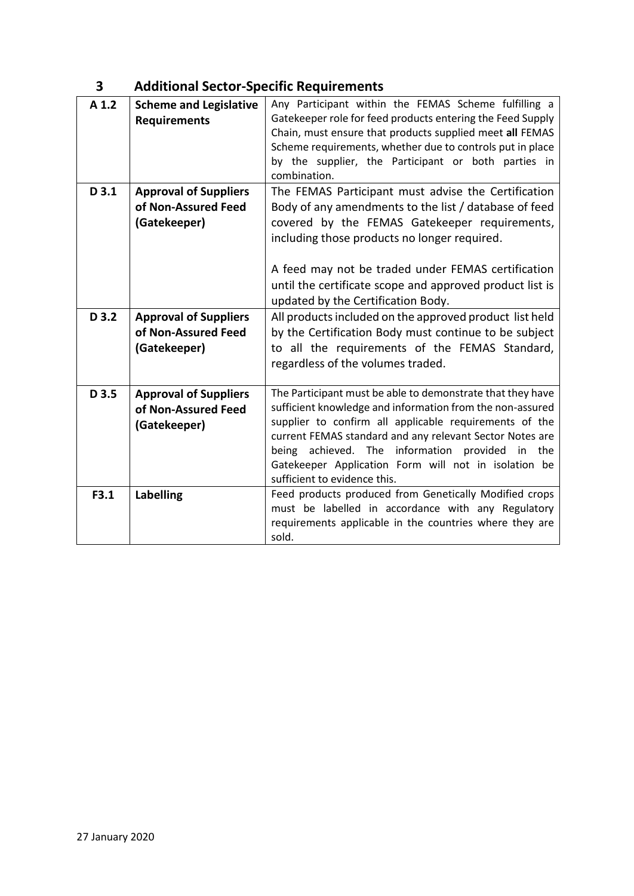## 3 Additional Sector-Specific Requirements

| | | |
|---|---|---|
| **A 1.2** | **Scheme and Legislative Requirements** | Any Participant within the FEMAS Scheme fulfilling a Gatekeeper role for feed products entering the Feed Supply Chain, must ensure that products supplied meet **all** FEMAS Scheme requirements, whether due to controls put in place by the supplier, the Participant or both parties in combination. |
| **D 3.1** | **Approval of Suppliers of Non-Assured Feed (Gatekeeper)** | The FEMAS Participant must advise the Certification Body of any amendments to the list / database of feed covered by the FEMAS Gatekeeper requirements, including those products no longer required.<br><br>A feed may not be traded under FEMAS certification until the certificate scope and approved product list is updated by the Certification Body. |
| **D 3.2** | **Approval of Suppliers of Non-Assured Feed (Gatekeeper)** | All products included on the approved product list held by the Certification Body must continue to be subject to all the requirements of the FEMAS Standard, regardless of the volumes traded. |
| **D 3.5** | **Approval of Suppliers of Non-Assured Feed (Gatekeeper)** | The Participant must be able to demonstrate that they have sufficient knowledge and information from the non-assured supplier to confirm all applicable requirements of the current FEMAS standard and any relevant Sector Notes are being achieved. The information provided in the Gatekeeper Application Form will not in isolation be sufficient to evidence this. |
| **F3.1** | **Labelling** | Feed products produced from Genetically Modified crops must be labelled in accordance with any Regulatory requirements applicable in the countries where they are sold. |

27 January 2020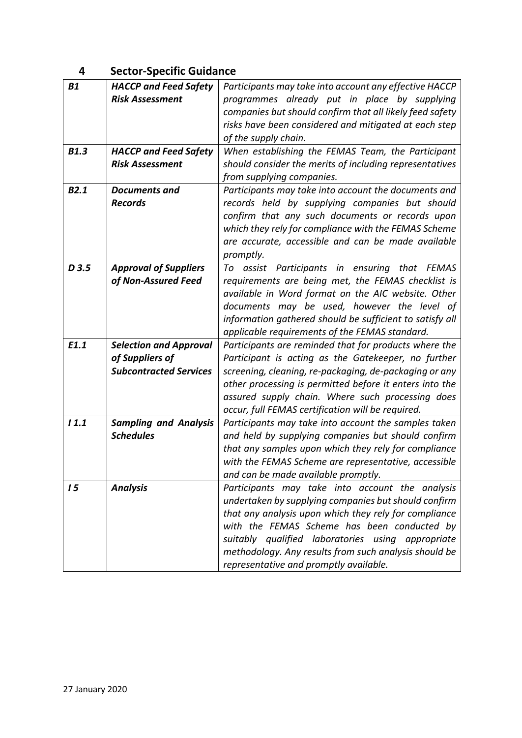## 4 Sector-Specific Guidance

| | | |
|---|---|---|
| ***B1*** | ***HACCP and Feed Safety Risk Assessment*** | *Participants may take into account any effective HACCP programmes already put in place by supplying companies but should confirm that all likely feed safety risks have been considered and mitigated at each step of the supply chain.* |
| ***B1.3*** | ***HACCP and Feed Safety Risk Assessment*** | *When establishing the FEMAS Team, the Participant should consider the merits of including representatives from supplying companies.* |
| ***B2.1*** | ***Documents and Records*** | *Participants may take into account the documents and records held by supplying companies but should confirm that any such documents or records upon which they rely for compliance with the FEMAS Scheme are accurate, accessible and can be made available promptly.* |
| ***D 3.5*** | ***Approval of Suppliers of Non-Assured Feed*** | *To assist Participants in ensuring that FEMAS requirements are being met, the FEMAS checklist is available in Word format on the AIC website. Other documents may be used, however the level of information gathered should be sufficient to satisfy all applicable requirements of the FEMAS standard.* |
| ***E1.1*** | ***Selection and Approval of Suppliers of Subcontracted Services*** | *Participants are reminded that for products where the Participant is acting as the Gatekeeper, no further screening, cleaning, re-packaging, de-packaging or any other processing is permitted before it enters into the assured supply chain. Where such processing does occur, full FEMAS certification will be required.* |
| ***I 1.1*** | ***Sampling and Analysis Schedules*** | *Participants may take into account the samples taken and held by supplying companies but should confirm that any samples upon which they rely for compliance with the FEMAS Scheme are representative, accessible and can be made available promptly.* |
| ***I 5*** | ***Analysis*** | *Participants may take into account the analysis undertaken by supplying companies but should confirm that any analysis upon which they rely for compliance with the FEMAS Scheme has been conducted by suitably qualified laboratories using appropriate methodology. Any results from such analysis should be representative and promptly available.* |

27 January 2020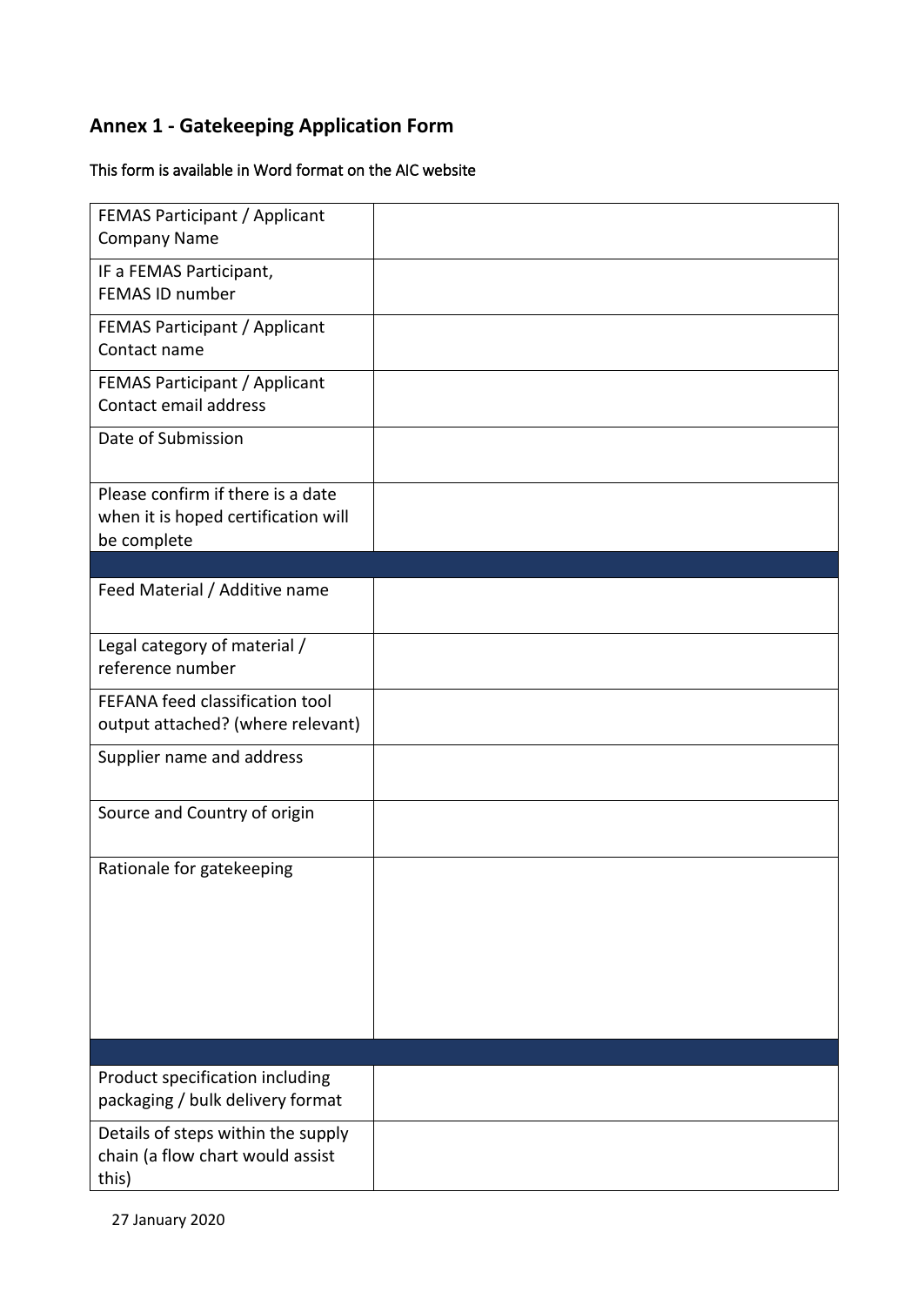## Annex 1 - Gatekeeping Application Form

This form is available in Word format on the AIC website

| | |
|---|---|
| FEMAS Participant / Applicant Company Name | |
| IF a FEMAS Participant, FEMAS ID number | |
| FEMAS Participant / Applicant Contact name | |
| FEMAS Participant / Applicant Contact email address | |
| Date of Submission | |
| Please confirm if there is a date when it is hoped certification will be complete | |
| | |
| Feed Material / Additive name | |
| Legal category of material / reference number | |
| FEFANA feed classification tool output attached? (where relevant) | |
| Supplier name and address | |
| Source and Country of origin | |
| Rationale for gatekeeping | |
| | |
| Product specification including packaging / bulk delivery format | |
| Details of steps within the supply chain (a flow chart would assist this) | |

27 January 2020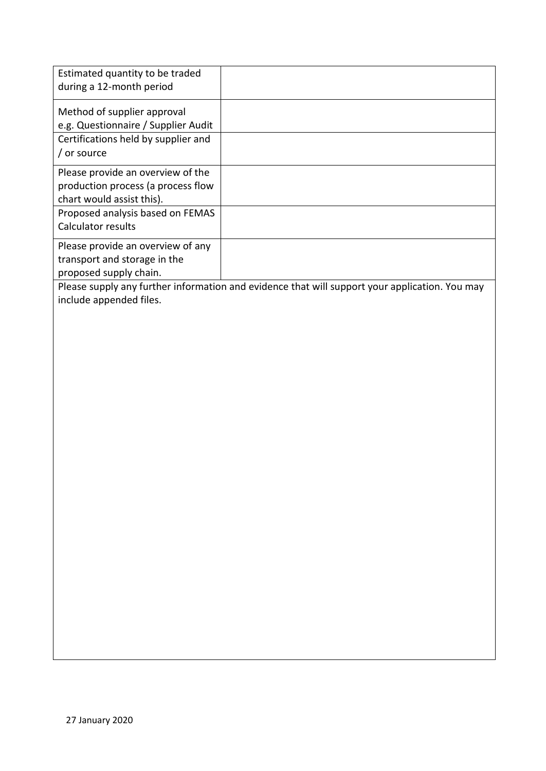| | |
|---|---|
| Estimated quantity to be traded during a 12-month period | |
| Method of supplier approval e.g. Questionnaire / Supplier Audit | |
| Certifications held by supplier and / or source | |
| Please provide an overview of the production process (a process flow chart would assist this). | |
| Proposed analysis based on FEMAS Calculator results | |
| Please provide an overview of any transport and storage in the proposed supply chain. | |

Please supply any further information and evidence that will support your application. You may include appended files.

27 January 2020